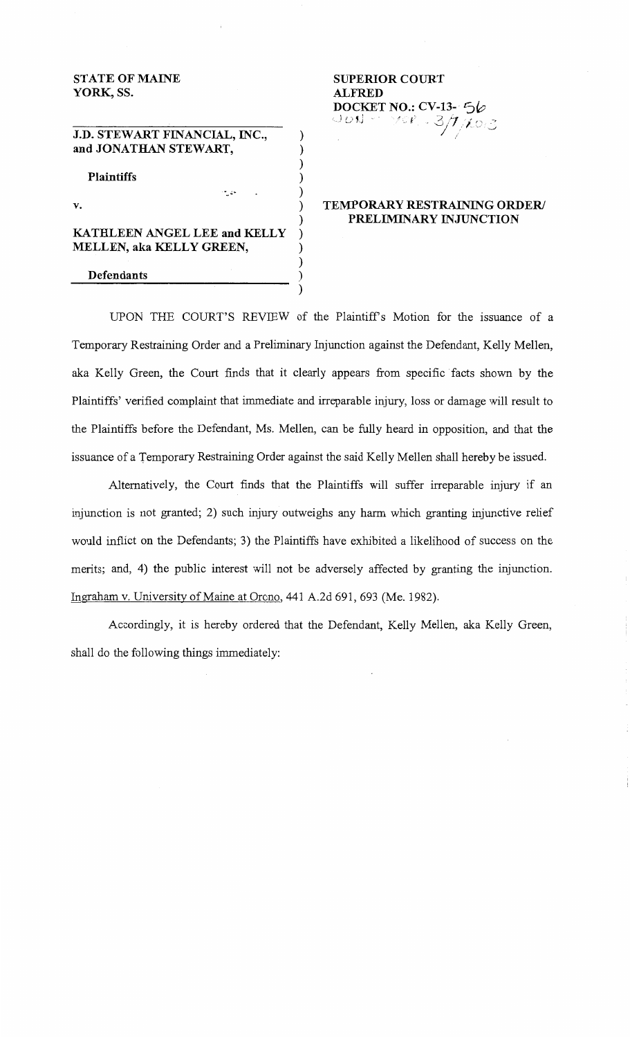STATE OF MAINE
YORK, SS.

SUPERIOR COURT
ALFRED
DOCKET NO.: CV-13- 56
JON - YOR - 3/7/2013

J.D. STEWART FINANCIAL, INC., and JONATHAN STEWART,

Plaintiffs

v.

KATHLEEN ANGEL LEE and KELLY MELLEN, aka KELLY GREEN,

Defendants

**TEMPORARY RESTRAINING ORDER/ PRELIMINARY INJUNCTION**

UPON THE COURT'S REVIEW of the Plaintiff's Motion for the issuance of a Temporary Restraining Order and a Preliminary Injunction against the Defendant, Kelly Mellen, aka Kelly Green, the Court finds that it clearly appears from specific facts shown by the Plaintiffs' verified complaint that immediate and irreparable injury, loss or damage will result to the Plaintiffs before the Defendant, Ms. Mellen, can be fully heard in opposition, and that the issuance of a Temporary Restraining Order against the said Kelly Mellen shall hereby be issued.

Alternatively, the Court finds that the Plaintiffs will suffer irreparable injury if an injunction is not granted; 2) such injury outweighs any harm which granting injunctive relief would inflict on the Defendants; 3) the Plaintiffs have exhibited a likelihood of success on the merits; and, 4) the public interest will not be adversely affected by granting the injunction. Ingraham v. University of Maine at Orono, 441 A.2d 691, 693 (Me. 1982).

Accordingly, it is hereby ordered that the Defendant, Kelly Mellen, aka Kelly Green, shall do the following things immediately: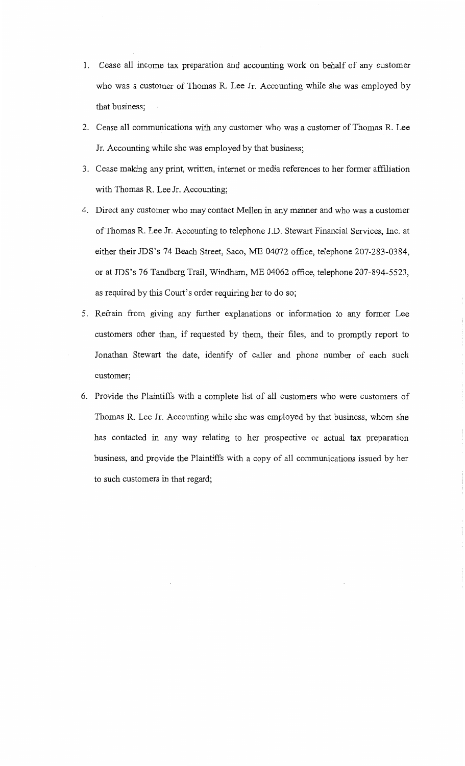1. Cease all income tax preparation and accounting work on behalf of any customer who was a customer of Thomas R. Lee Jr. Accounting while she was employed by that business;
2. Cease all communications with any customer who was a customer of Thomas R. Lee Jr. Accounting while she was employed by that business;
3. Cease making any print, written, internet or media references to her former affiliation with Thomas R. Lee Jr. Accounting;
4. Direct any customer who may contact Mellen in any manner and who was a customer of Thomas R. Lee Jr. Accounting to telephone J.D. Stewart Financial Services, Inc. at either their JDS's 74 Beach Street, Saco, ME 04072 office, telephone 207-283-0384, or at JDS's 76 Tandberg Trail, Windham, ME 04062 office, telephone 207-894-5523, as required by this Court's order requiring her to do so;
5. Refrain from giving any further explanations or information to any former Lee customers other than, if requested by them, their files, and to promptly report to Jonathan Stewart the date, identify of caller and phone number of each such customer;
6. Provide the Plaintiffs with a complete list of all customers who were customers of Thomas R. Lee Jr. Accounting while she was employed by that business, whom she has contacted in any way relating to her prospective or actual tax preparation business, and provide the Plaintiffs with a copy of all communications issued by her to such customers in that regard;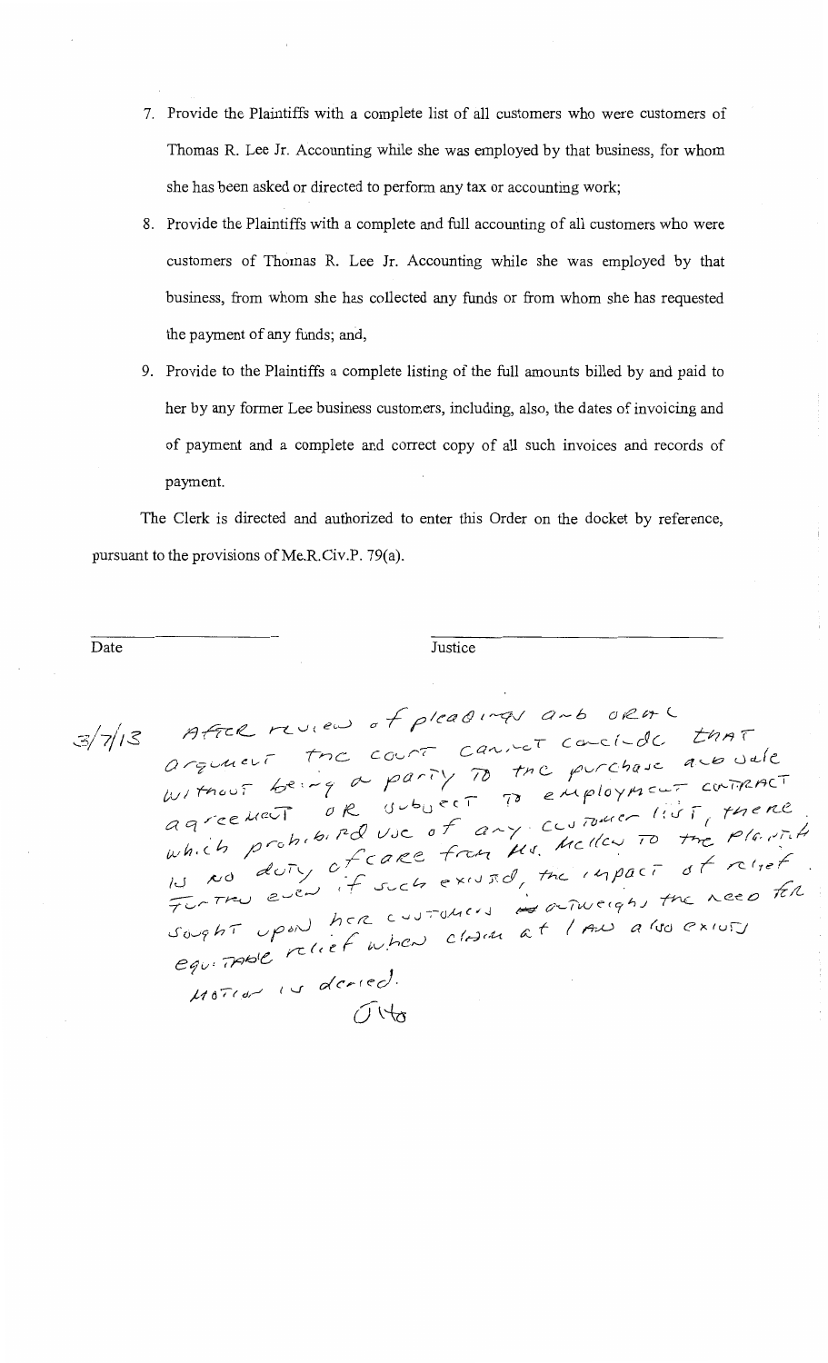7. Provide the Plaintiffs with a complete list of all customers who were customers of Thomas R. Lee Jr. Accounting while she was employed by that business, for whom she has been asked or directed to perform any tax or accounting work;

8. Provide the Plaintiffs with a complete and full accounting of all customers who were customers of Thomas R. Lee Jr. Accounting while she was employed by that business, from whom she has collected any funds or from whom she has requested the payment of any funds; and,

9. Provide to the Plaintiffs a complete listing of the full amounts billed by and paid to her by any former Lee business customers, including, also, the dates of invoicing and of payment and a complete and correct copy of all such invoices and records of payment.

The Clerk is directed and authorized to enter this Order on the docket by reference, pursuant to the provisions of Me.R.Civ.P. 79(a).

| | |
|---|---|
| \_\_\_\_\_\_\_\_\_\_\_\_\_\_\_\_ | \_\_\_\_\_\_\_\_\_\_\_\_\_\_\_\_\_\_\_\_\_\_\_\_ |
| Date | Justice |

3/7/13 After review of pleadings and oral argument the court cannot conclude that without being a party to the purchase and sale agreement or subject to employment contract which prohibited use of any customer list, there is no duty of care from Ms. Mellen to the Plaintiff. Further even if such existed, the impact of relief sought upon her customers outweighs the need for equitable relief when claim at law also exists.

Motion is denied.

JHG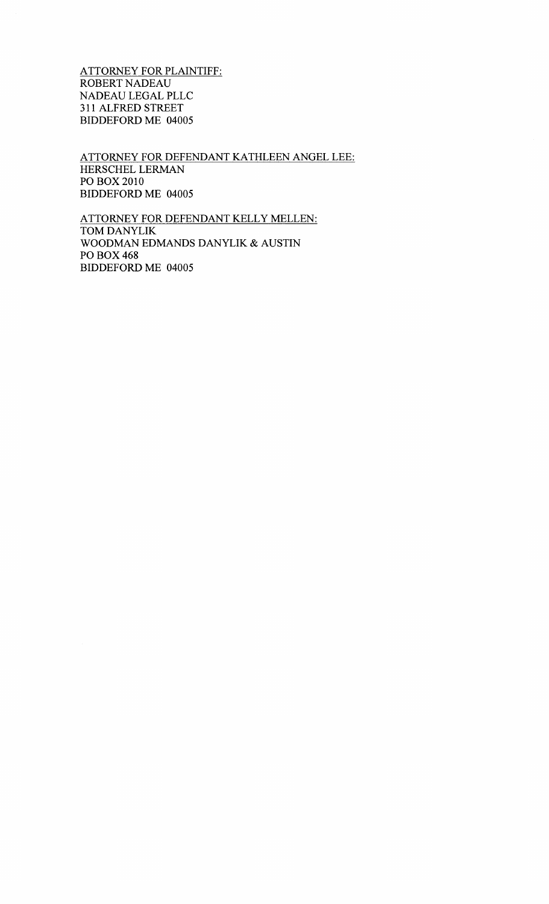<u>ATTORNEY FOR PLAINTIFF:</u>
ROBERT NADEAU
NADEAU LEGAL PLLC
311 ALFRED STREET
BIDDEFORD ME 04005

<u>ATTORNEY FOR DEFENDANT KATHLEEN ANGEL LEE:</u>
HERSCHEL LERMAN
PO BOX 2010
BIDDEFORD ME 04005

<u>ATTORNEY FOR DEFENDANT KELLY MELLEN:</u>
TOM DANYLIK
WOODMAN EDMANDS DANYLIK & AUSTIN
PO BOX 468
BIDDEFORD ME 04005